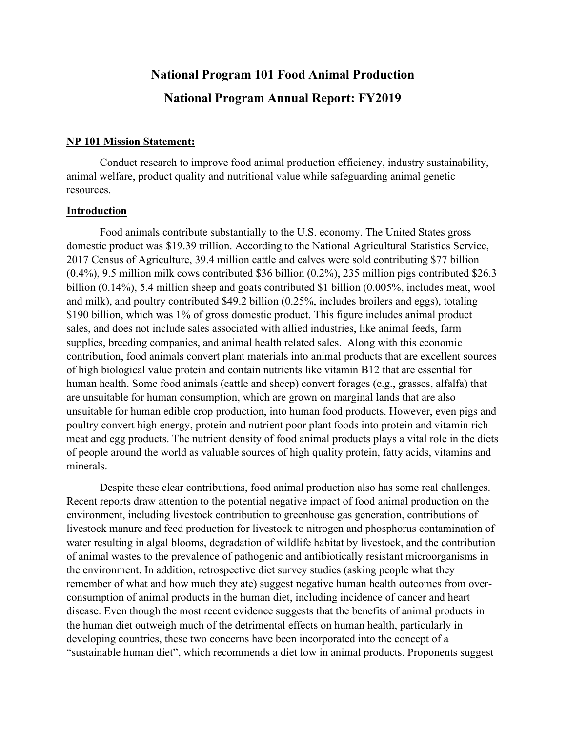# National Program 101 Food Animal Production

# National Program Annual Report: FY2019

**NP 101 Mission Statement:**

Conduct research to improve food animal production efficiency, industry sustainability, animal welfare, product quality and nutritional value while safeguarding animal genetic resources.

**Introduction**

Food animals contribute substantially to the U.S. economy. The United States gross domestic product was $19.39 trillion. According to the National Agricultural Statistics Service, 2017 Census of Agriculture, 39.4 million cattle and calves were sold contributing $77 billion (0.4%), 9.5 million milk cows contributed $36 billion (0.2%), 235 million pigs contributed $26.3 billion (0.14%), 5.4 million sheep and goats contributed $1 billion (0.005%, includes meat, wool and milk), and poultry contributed $49.2 billion (0.25%, includes broilers and eggs), totaling $190 billion, which was 1% of gross domestic product. This figure includes animal product sales, and does not include sales associated with allied industries, like animal feeds, farm supplies, breeding companies, and animal health related sales. Along with this economic contribution, food animals convert plant materials into animal products that are excellent sources of high biological value protein and contain nutrients like vitamin B12 that are essential for human health. Some food animals (cattle and sheep) convert forages (e.g., grasses, alfalfa) that are unsuitable for human consumption, which are grown on marginal lands that are also unsuitable for human edible crop production, into human food products. However, even pigs and poultry convert high energy, protein and nutrient poor plant foods into protein and vitamin rich meat and egg products. The nutrient density of food animal products plays a vital role in the diets of people around the world as valuable sources of high quality protein, fatty acids, vitamins and minerals.

Despite these clear contributions, food animal production also has some real challenges. Recent reports draw attention to the potential negative impact of food animal production on the environment, including livestock contribution to greenhouse gas generation, contributions of livestock manure and feed production for livestock to nitrogen and phosphorus contamination of water resulting in algal blooms, degradation of wildlife habitat by livestock, and the contribution of animal wastes to the prevalence of pathogenic and antibiotically resistant microorganisms in the environment. In addition, retrospective diet survey studies (asking people what they remember of what and how much they ate) suggest negative human health outcomes from over-consumption of animal products in the human diet, including incidence of cancer and heart disease. Even though the most recent evidence suggests that the benefits of animal products in the human diet outweigh much of the detrimental effects on human health, particularly in developing countries, these two concerns have been incorporated into the concept of a "sustainable human diet", which recommends a diet low in animal products. Proponents suggest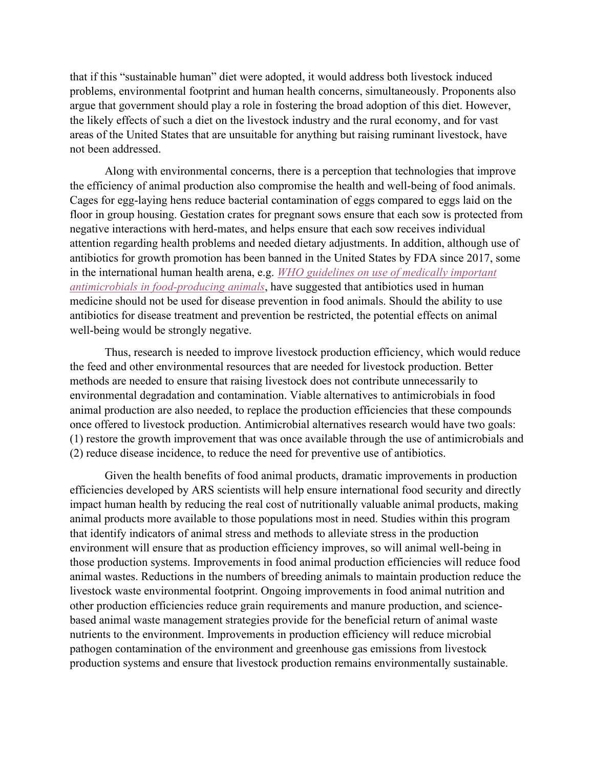that if this "sustainable human" diet were adopted, it would address both livestock induced problems, environmental footprint and human health concerns, simultaneously. Proponents also argue that government should play a role in fostering the broad adoption of this diet. However, the likely effects of such a diet on the livestock industry and the rural economy, and for vast areas of the United States that are unsuitable for anything but raising ruminant livestock, have not been addressed.

Along with environmental concerns, there is a perception that technologies that improve the efficiency of animal production also compromise the health and well-being of food animals. Cages for egg-laying hens reduce bacterial contamination of eggs compared to eggs laid on the floor in group housing. Gestation crates for pregnant sows ensure that each sow is protected from negative interactions with herd-mates, and helps ensure that each sow receives individual attention regarding health problems and needed dietary adjustments. In addition, although use of antibiotics for growth promotion has been banned in the United States by FDA since 2017, some in the international human health arena, e.g. *WHO guidelines on use of medically important antimicrobials in food-producing animals*, have suggested that antibiotics used in human medicine should not be used for disease prevention in food animals. Should the ability to use antibiotics for disease treatment and prevention be restricted, the potential effects on animal well-being would be strongly negative.

Thus, research is needed to improve livestock production efficiency, which would reduce the feed and other environmental resources that are needed for livestock production. Better methods are needed to ensure that raising livestock does not contribute unnecessarily to environmental degradation and contamination. Viable alternatives to antimicrobials in food animal production are also needed, to replace the production efficiencies that these compounds once offered to livestock production. Antimicrobial alternatives research would have two goals: (1) restore the growth improvement that was once available through the use of antimicrobials and (2) reduce disease incidence, to reduce the need for preventive use of antibiotics.

Given the health benefits of food animal products, dramatic improvements in production efficiencies developed by ARS scientists will help ensure international food security and directly impact human health by reducing the real cost of nutritionally valuable animal products, making animal products more available to those populations most in need. Studies within this program that identify indicators of animal stress and methods to alleviate stress in the production environment will ensure that as production efficiency improves, so will animal well-being in those production systems. Improvements in food animal production efficiencies will reduce food animal wastes. Reductions in the numbers of breeding animals to maintain production reduce the livestock waste environmental footprint. Ongoing improvements in food animal nutrition and other production efficiencies reduce grain requirements and manure production, and science-based animal waste management strategies provide for the beneficial return of animal waste nutrients to the environment. Improvements in production efficiency will reduce microbial pathogen contamination of the environment and greenhouse gas emissions from livestock production systems and ensure that livestock production remains environmentally sustainable.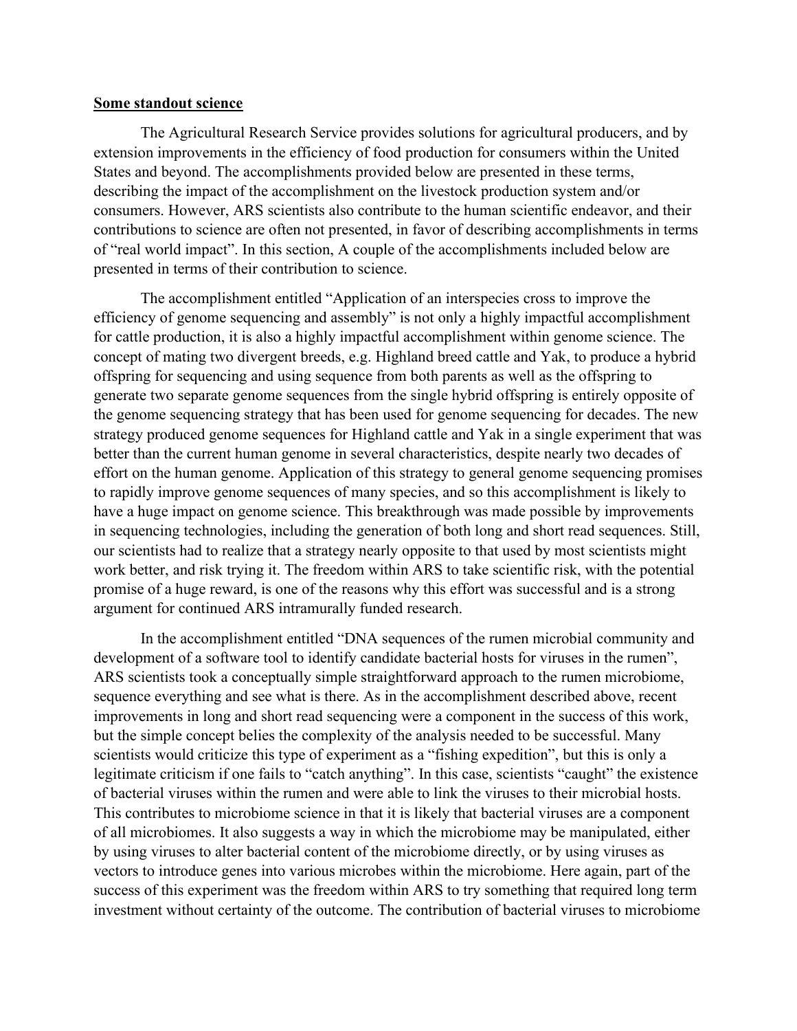**Some standout science**

The Agricultural Research Service provides solutions for agricultural producers, and by extension improvements in the efficiency of food production for consumers within the United States and beyond. The accomplishments provided below are presented in these terms, describing the impact of the accomplishment on the livestock production system and/or consumers. However, ARS scientists also contribute to the human scientific endeavor, and their contributions to science are often not presented, in favor of describing accomplishments in terms of "real world impact". In this section, A couple of the accomplishments included below are presented in terms of their contribution to science.

The accomplishment entitled "Application of an interspecies cross to improve the efficiency of genome sequencing and assembly" is not only a highly impactful accomplishment for cattle production, it is also a highly impactful accomplishment within genome science. The concept of mating two divergent breeds, e.g. Highland breed cattle and Yak, to produce a hybrid offspring for sequencing and using sequence from both parents as well as the offspring to generate two separate genome sequences from the single hybrid offspring is entirely opposite of the genome sequencing strategy that has been used for genome sequencing for decades. The new strategy produced genome sequences for Highland cattle and Yak in a single experiment that was better than the current human genome in several characteristics, despite nearly two decades of effort on the human genome. Application of this strategy to general genome sequencing promises to rapidly improve genome sequences of many species, and so this accomplishment is likely to have a huge impact on genome science. This breakthrough was made possible by improvements in sequencing technologies, including the generation of both long and short read sequences. Still, our scientists had to realize that a strategy nearly opposite to that used by most scientists might work better, and risk trying it. The freedom within ARS to take scientific risk, with the potential promise of a huge reward, is one of the reasons why this effort was successful and is a strong argument for continued ARS intramurally funded research.

In the accomplishment entitled "DNA sequences of the rumen microbial community and development of a software tool to identify candidate bacterial hosts for viruses in the rumen", ARS scientists took a conceptually simple straightforward approach to the rumen microbiome, sequence everything and see what is there. As in the accomplishment described above, recent improvements in long and short read sequencing were a component in the success of this work, but the simple concept belies the complexity of the analysis needed to be successful. Many scientists would criticize this type of experiment as a "fishing expedition", but this is only a legitimate criticism if one fails to "catch anything". In this case, scientists "caught" the existence of bacterial viruses within the rumen and were able to link the viruses to their microbial hosts. This contributes to microbiome science in that it is likely that bacterial viruses are a component of all microbiomes. It also suggests a way in which the microbiome may be manipulated, either by using viruses to alter bacterial content of the microbiome directly, or by using viruses as vectors to introduce genes into various microbes within the microbiome. Here again, part of the success of this experiment was the freedom within ARS to try something that required long term investment without certainty of the outcome. The contribution of bacterial viruses to microbiome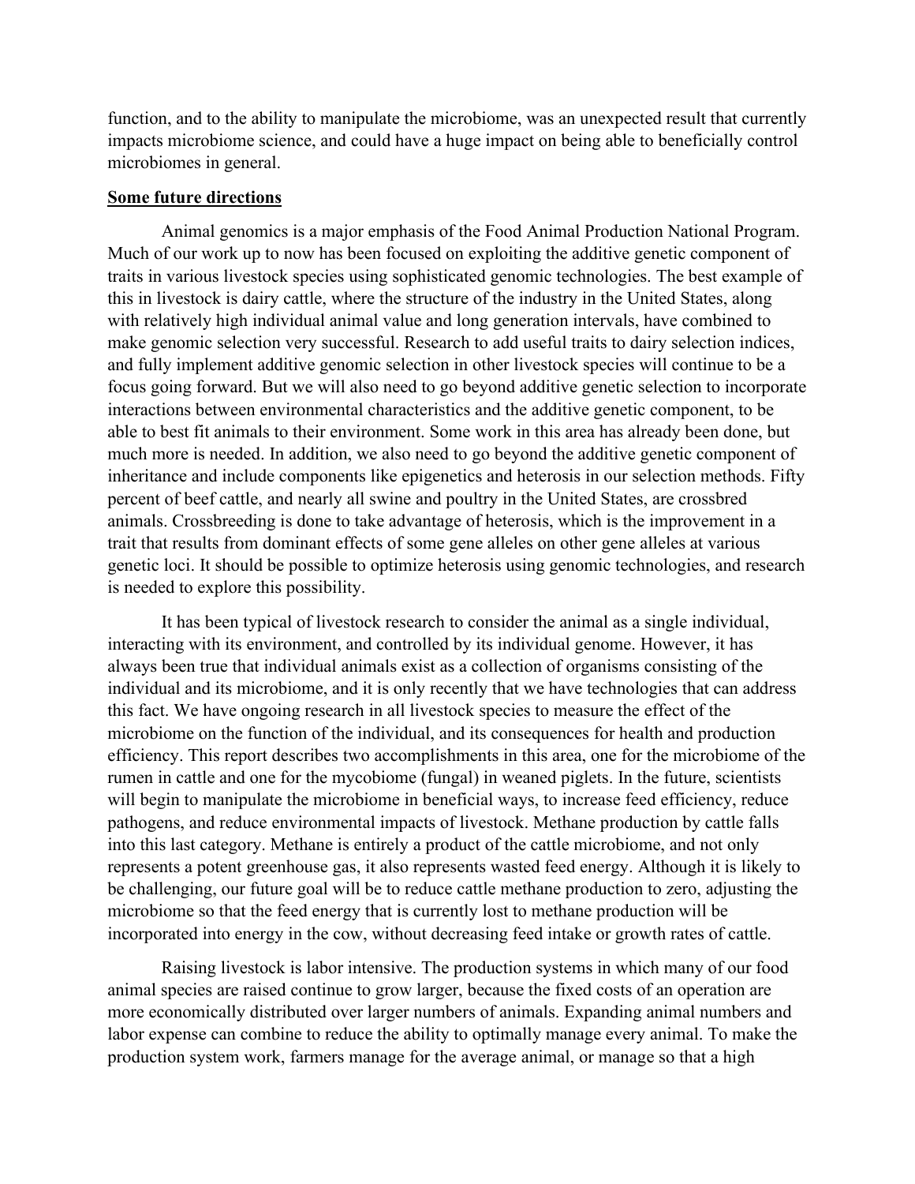function, and to the ability to manipulate the microbiome, was an unexpected result that currently impacts microbiome science, and could have a huge impact on being able to beneficially control microbiomes in general.

## Some future directions

Animal genomics is a major emphasis of the Food Animal Production National Program. Much of our work up to now has been focused on exploiting the additive genetic component of traits in various livestock species using sophisticated genomic technologies. The best example of this in livestock is dairy cattle, where the structure of the industry in the United States, along with relatively high individual animal value and long generation intervals, have combined to make genomic selection very successful. Research to add useful traits to dairy selection indices, and fully implement additive genomic selection in other livestock species will continue to be a focus going forward. But we will also need to go beyond additive genetic selection to incorporate interactions between environmental characteristics and the additive genetic component, to be able to best fit animals to their environment. Some work in this area has already been done, but much more is needed. In addition, we also need to go beyond the additive genetic component of inheritance and include components like epigenetics and heterosis in our selection methods. Fifty percent of beef cattle, and nearly all swine and poultry in the United States, are crossbred animals. Crossbreeding is done to take advantage of heterosis, which is the improvement in a trait that results from dominant effects of some gene alleles on other gene alleles at various genetic loci. It should be possible to optimize heterosis using genomic technologies, and research is needed to explore this possibility.

It has been typical of livestock research to consider the animal as a single individual, interacting with its environment, and controlled by its individual genome. However, it has always been true that individual animals exist as a collection of organisms consisting of the individual and its microbiome, and it is only recently that we have technologies that can address this fact. We have ongoing research in all livestock species to measure the effect of the microbiome on the function of the individual, and its consequences for health and production efficiency. This report describes two accomplishments in this area, one for the microbiome of the rumen in cattle and one for the mycobiome (fungal) in weaned piglets. In the future, scientists will begin to manipulate the microbiome in beneficial ways, to increase feed efficiency, reduce pathogens, and reduce environmental impacts of livestock. Methane production by cattle falls into this last category. Methane is entirely a product of the cattle microbiome, and not only represents a potent greenhouse gas, it also represents wasted feed energy. Although it is likely to be challenging, our future goal will be to reduce cattle methane production to zero, adjusting the microbiome so that the feed energy that is currently lost to methane production will be incorporated into energy in the cow, without decreasing feed intake or growth rates of cattle.

Raising livestock is labor intensive. The production systems in which many of our food animal species are raised continue to grow larger, because the fixed costs of an operation are more economically distributed over larger numbers of animals. Expanding animal numbers and labor expense can combine to reduce the ability to optimally manage every animal. To make the production system work, farmers manage for the average animal, or manage so that a high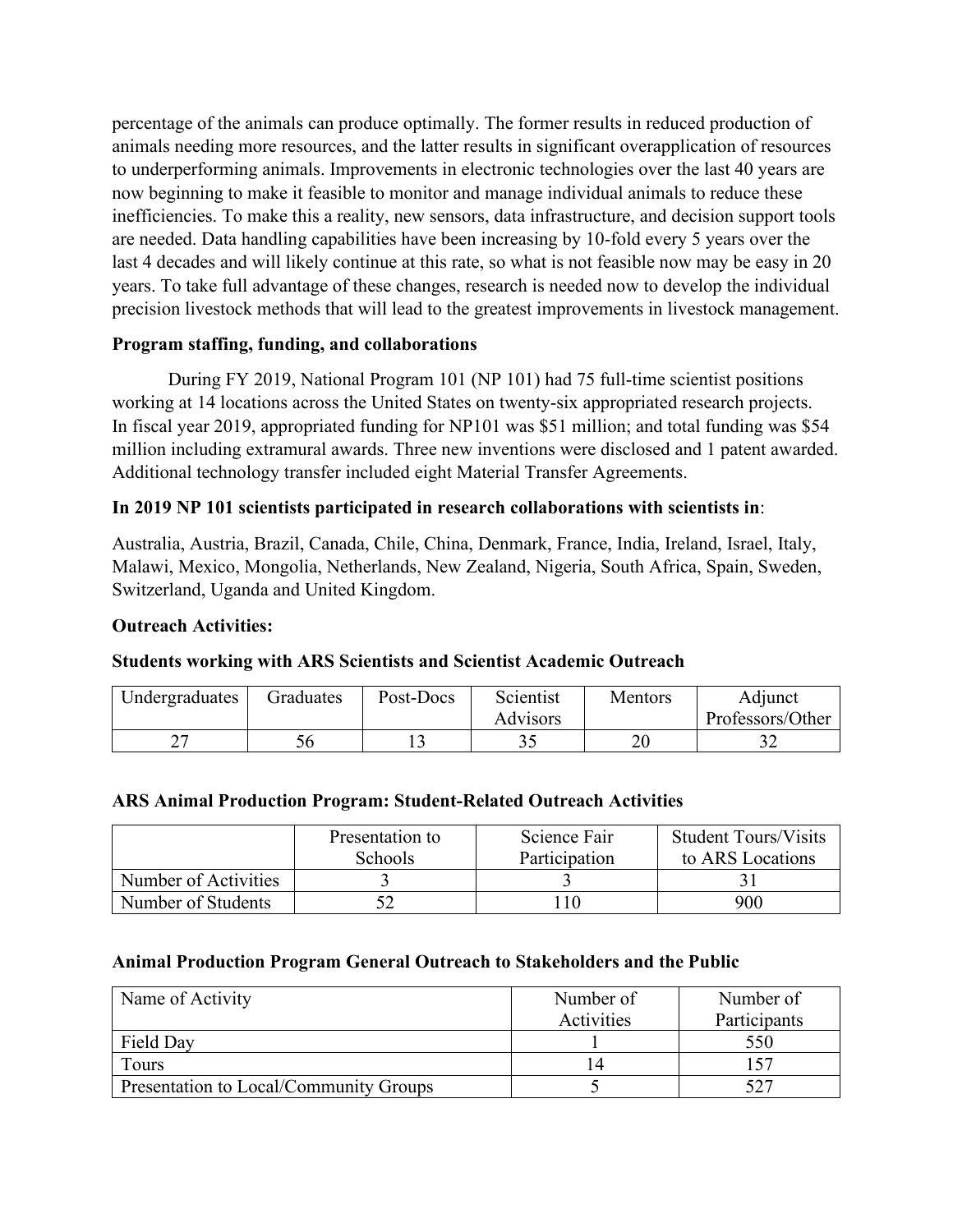percentage of the animals can produce optimally. The former results in reduced production of animals needing more resources, and the latter results in significant overapplication of resources to underperforming animals. Improvements in electronic technologies over the last 40 years are now beginning to make it feasible to monitor and manage individual animals to reduce these inefficiencies. To make this a reality, new sensors, data infrastructure, and decision support tools are needed. Data handling capabilities have been increasing by 10-fold every 5 years over the last 4 decades and will likely continue at this rate, so what is not feasible now may be easy in 20 years. To take full advantage of these changes, research is needed now to develop the individual precision livestock methods that will lead to the greatest improvements in livestock management.

**Program staffing, funding, and collaborations**

During FY 2019, National Program 101 (NP 101) had 75 full-time scientist positions working at 14 locations across the United States on twenty-six appropriated research projects. In fiscal year 2019, appropriated funding for NP101 was $51 million; and total funding was $54 million including extramural awards. Three new inventions were disclosed and 1 patent awarded. Additional technology transfer included eight Material Transfer Agreements.

**In 2019 NP 101 scientists participated in research collaborations with scientists in**:

Australia, Austria, Brazil, Canada, Chile, China, Denmark, France, India, Ireland, Israel, Italy, Malawi, Mexico, Mongolia, Netherlands, New Zealand, Nigeria, South Africa, Spain, Sweden, Switzerland, Uganda and United Kingdom.

**Outreach Activities:**

**Students working with ARS Scientists and Scientist Academic Outreach**

| Undergraduates | Graduates | Post-Docs | Scientist Advisors | Mentors | Adjunct Professors/Other |
|---|---|---|---|---|---|
| 27 | 56 | 13 | 35 | 20 | 32 |

**ARS Animal Production Program: Student-Related Outreach Activities**

| | Presentation to Schools | Science Fair Participation | Student Tours/Visits to ARS Locations |
|---|---|---|---|
| Number of Activities | 3 | 3 | 31 |
| Number of Students | 52 | 110 | 900 |

**Animal Production Program General Outreach to Stakeholders and the Public**

| Name of Activity | Number of Activities | Number of Participants |
|---|---|---|
| Field Day | 1 | 550 |
| Tours | 14 | 157 |
| Presentation to Local/Community Groups | 5 | 527 |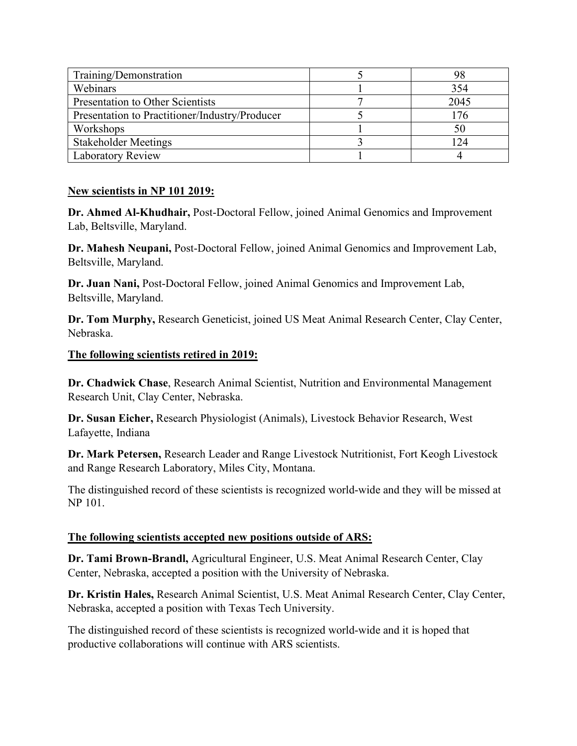| Training/Demonstration | 5 | 98 |
| --- | --- | --- |
| Webinars | 1 | 354 |
| Presentation to Other Scientists | 7 | 2045 |
| Presentation to Practitioner/Industry/Producer | 5 | 176 |
| Workshops | 1 | 50 |
| Stakeholder Meetings | 3 | 124 |
| Laboratory Review | 1 | 4 |

**New scientists in NP 101 2019:**

**Dr. Ahmed Al-Khudhair,** Post-Doctoral Fellow, joined Animal Genomics and Improvement Lab, Beltsville, Maryland.

**Dr. Mahesh Neupani,** Post-Doctoral Fellow, joined Animal Genomics and Improvement Lab, Beltsville, Maryland.

**Dr. Juan Nani,** Post-Doctoral Fellow, joined Animal Genomics and Improvement Lab, Beltsville, Maryland.

**Dr. Tom Murphy,** Research Geneticist, joined US Meat Animal Research Center, Clay Center, Nebraska.

**The following scientists retired in 2019:**

**Dr. Chadwick Chase**, Research Animal Scientist, Nutrition and Environmental Management Research Unit, Clay Center, Nebraska.

**Dr. Susan Eicher,** Research Physiologist (Animals), Livestock Behavior Research, West Lafayette, Indiana

**Dr. Mark Petersen,** Research Leader and Range Livestock Nutritionist, Fort Keogh Livestock and Range Research Laboratory, Miles City, Montana.

The distinguished record of these scientists is recognized world-wide and they will be missed at NP 101.

**The following scientists accepted new positions outside of ARS:**

**Dr. Tami Brown-Brandl,** Agricultural Engineer, U.S. Meat Animal Research Center, Clay Center, Nebraska, accepted a position with the University of Nebraska.

**Dr. Kristin Hales,** Research Animal Scientist, U.S. Meat Animal Research Center, Clay Center, Nebraska, accepted a position with Texas Tech University.

The distinguished record of these scientists is recognized world-wide and it is hoped that productive collaborations will continue with ARS scientists.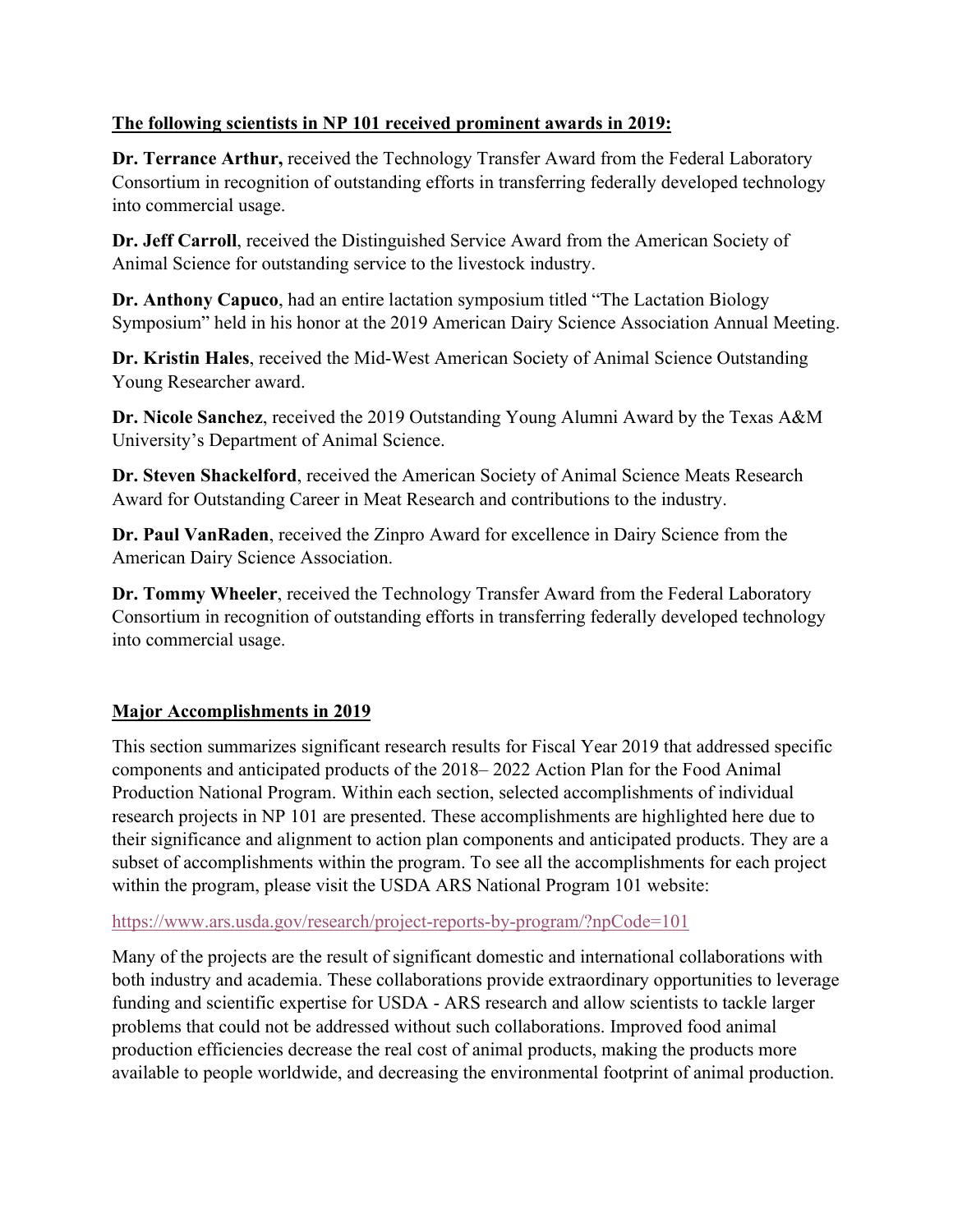**The following scientists in NP 101 received prominent awards in 2019:**

**Dr. Terrance Arthur,** received the Technology Transfer Award from the Federal Laboratory Consortium in recognition of outstanding efforts in transferring federally developed technology into commercial usage.

**Dr. Jeff Carroll**, received the Distinguished Service Award from the American Society of Animal Science for outstanding service to the livestock industry.

**Dr. Anthony Capuco**, had an entire lactation symposium titled "The Lactation Biology Symposium" held in his honor at the 2019 American Dairy Science Association Annual Meeting.

**Dr. Kristin Hales**, received the Mid-West American Society of Animal Science Outstanding Young Researcher award.

**Dr. Nicole Sanchez**, received the 2019 Outstanding Young Alumni Award by the Texas A&M University's Department of Animal Science.

**Dr. Steven Shackelford**, received the American Society of Animal Science Meats Research Award for Outstanding Career in Meat Research and contributions to the industry.

**Dr. Paul VanRaden**, received the Zinpro Award for excellence in Dairy Science from the American Dairy Science Association.

**Dr. Tommy Wheeler**, received the Technology Transfer Award from the Federal Laboratory Consortium in recognition of outstanding efforts in transferring federally developed technology into commercial usage.

**Major Accomplishments in 2019**

This section summarizes significant research results for Fiscal Year 2019 that addressed specific components and anticipated products of the 2018– 2022 Action Plan for the Food Animal Production National Program. Within each section, selected accomplishments of individual research projects in NP 101 are presented. These accomplishments are highlighted here due to their significance and alignment to action plan components and anticipated products. They are a subset of accomplishments within the program. To see all the accomplishments for each project within the program, please visit the USDA ARS National Program 101 website:

https://www.ars.usda.gov/research/project-reports-by-program/?npCode=101

Many of the projects are the result of significant domestic and international collaborations with both industry and academia. These collaborations provide extraordinary opportunities to leverage funding and scientific expertise for USDA - ARS research and allow scientists to tackle larger problems that could not be addressed without such collaborations. Improved food animal production efficiencies decrease the real cost of animal products, making the products more available to people worldwide, and decreasing the environmental footprint of animal production.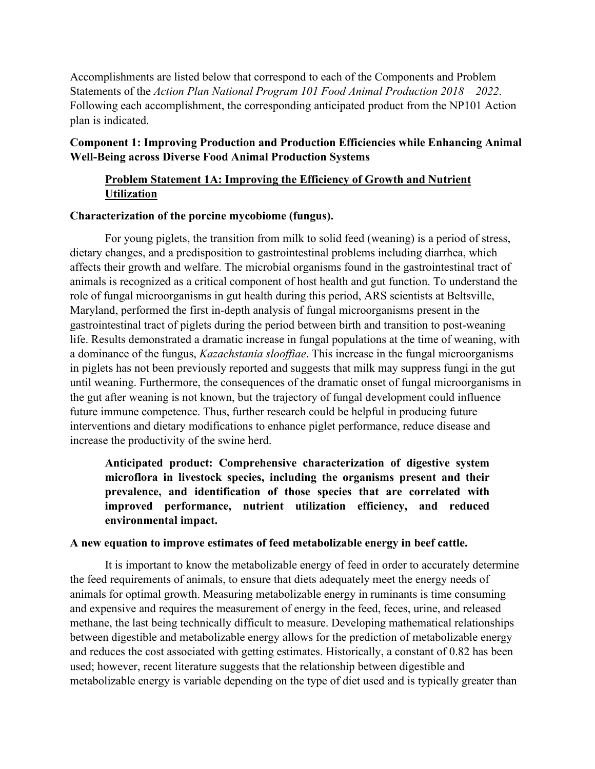Accomplishments are listed below that correspond to each of the Components and Problem Statements of the *Action Plan National Program 101 Food Animal Production 2018 – 2022*. Following each accomplishment, the corresponding anticipated product from the NP101 Action plan is indicated.

## Component 1: Improving Production and Production Efficiencies while Enhancing Animal Well-Being across Diverse Food Animal Production Systems

### Problem Statement 1A: Improving the Efficiency of Growth and Nutrient Utilization

**Characterization of the porcine mycobiome (fungus).**

For young piglets, the transition from milk to solid feed (weaning) is a period of stress, dietary changes, and a predisposition to gastrointestinal problems including diarrhea, which affects their growth and welfare. The microbial organisms found in the gastrointestinal tract of animals is recognized as a critical component of host health and gut function. To understand the role of fungal microorganisms in gut health during this period, ARS scientists at Beltsville, Maryland, performed the first in-depth analysis of fungal microorganisms present in the gastrointestinal tract of piglets during the period between birth and transition to post-weaning life. Results demonstrated a dramatic increase in fungal populations at the time of weaning, with a dominance of the fungus, *Kazachstania slooffiae*. This increase in the fungal microorganisms in piglets has not been previously reported and suggests that milk may suppress fungi in the gut until weaning. Furthermore, the consequences of the dramatic onset of fungal microorganisms in the gut after weaning is not known, but the trajectory of fungal development could influence future immune competence. Thus, further research could be helpful in producing future interventions and dietary modifications to enhance piglet performance, reduce disease and increase the productivity of the swine herd.

**Anticipated product: Comprehensive characterization of digestive system microflora in livestock species, including the organisms present and their prevalence, and identification of those species that are correlated with improved performance, nutrient utilization efficiency, and reduced environmental impact.**

**A new equation to improve estimates of feed metabolizable energy in beef cattle.**

It is important to know the metabolizable energy of feed in order to accurately determine the feed requirements of animals, to ensure that diets adequately meet the energy needs of animals for optimal growth. Measuring metabolizable energy in ruminants is time consuming and expensive and requires the measurement of energy in the feed, feces, urine, and released methane, the last being technically difficult to measure. Developing mathematical relationships between digestible and metabolizable energy allows for the prediction of metabolizable energy and reduces the cost associated with getting estimates. Historically, a constant of 0.82 has been used; however, recent literature suggests that the relationship between digestible and metabolizable energy is variable depending on the type of diet used and is typically greater than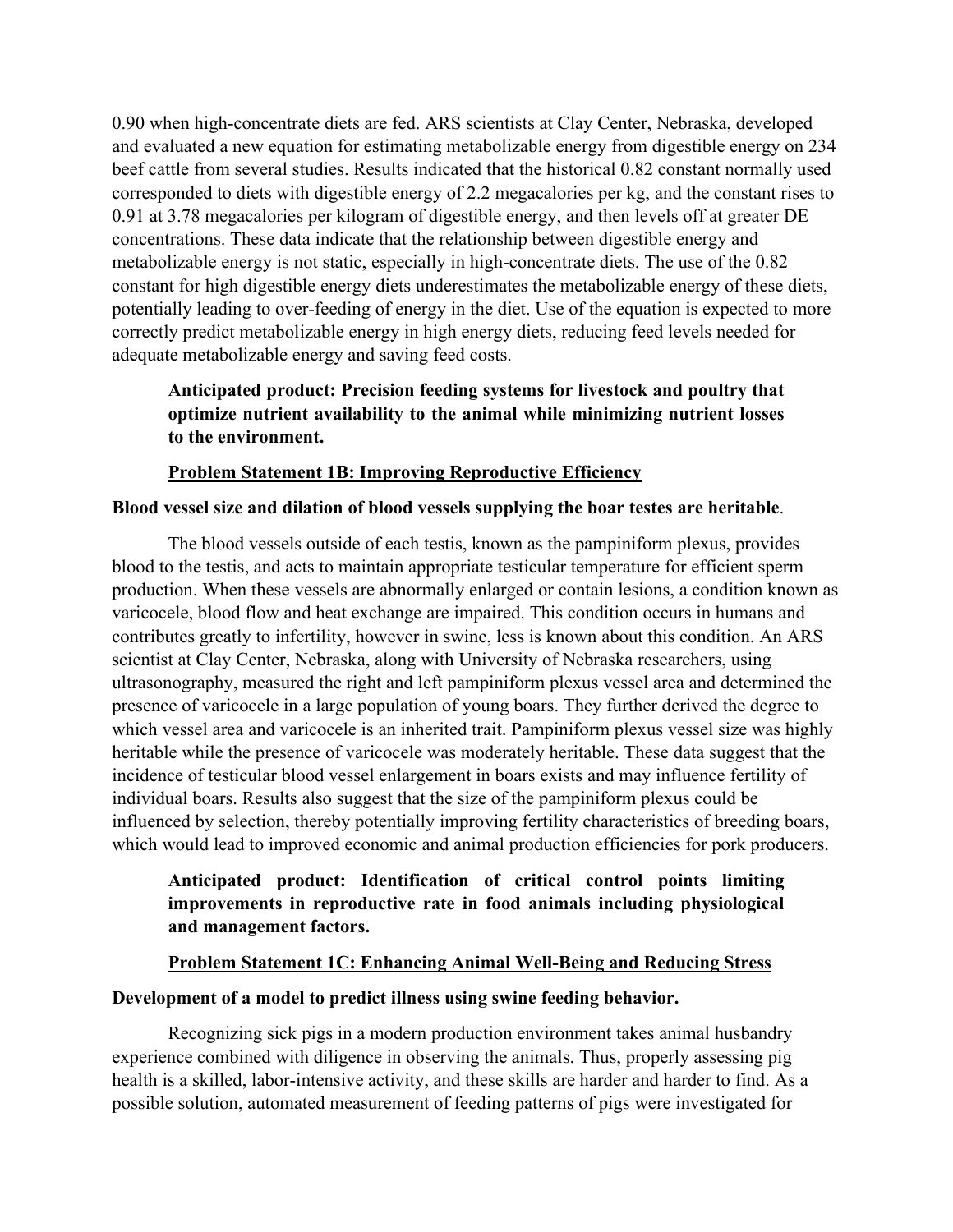0.90 when high-concentrate diets are fed. ARS scientists at Clay Center, Nebraska, developed and evaluated a new equation for estimating metabolizable energy from digestible energy on 234 beef cattle from several studies. Results indicated that the historical 0.82 constant normally used corresponded to diets with digestible energy of 2.2 megacalories per kg, and the constant rises to 0.91 at 3.78 megacalories per kilogram of digestible energy, and then levels off at greater DE concentrations. These data indicate that the relationship between digestible energy and metabolizable energy is not static, especially in high-concentrate diets. The use of the 0.82 constant for high digestible energy diets underestimates the metabolizable energy of these diets, potentially leading to over-feeding of energy in the diet. Use of the equation is expected to more correctly predict metabolizable energy in high energy diets, reducing feed levels needed for adequate metabolizable energy and saving feed costs.

**Anticipated product: Precision feeding systems for livestock and poultry that optimize nutrient availability to the animal while minimizing nutrient losses to the environment.**

**Problem Statement 1B: Improving Reproductive Efficiency**

**Blood vessel size and dilation of blood vessels supplying the boar testes are heritable**.

The blood vessels outside of each testis, known as the pampiniform plexus, provides blood to the testis, and acts to maintain appropriate testicular temperature for efficient sperm production. When these vessels are abnormally enlarged or contain lesions, a condition known as varicocele, blood flow and heat exchange are impaired. This condition occurs in humans and contributes greatly to infertility, however in swine, less is known about this condition. An ARS scientist at Clay Center, Nebraska, along with University of Nebraska researchers, using ultrasonography, measured the right and left pampiniform plexus vessel area and determined the presence of varicocele in a large population of young boars. They further derived the degree to which vessel area and varicocele is an inherited trait. Pampiniform plexus vessel size was highly heritable while the presence of varicocele was moderately heritable. These data suggest that the incidence of testicular blood vessel enlargement in boars exists and may influence fertility of individual boars. Results also suggest that the size of the pampiniform plexus could be influenced by selection, thereby potentially improving fertility characteristics of breeding boars, which would lead to improved economic and animal production efficiencies for pork producers.

**Anticipated product: Identification of critical control points limiting improvements in reproductive rate in food animals including physiological and management factors.**

**Problem Statement 1C: Enhancing Animal Well-Being and Reducing Stress**

**Development of a model to predict illness using swine feeding behavior.**

Recognizing sick pigs in a modern production environment takes animal husbandry experience combined with diligence in observing the animals. Thus, properly assessing pig health is a skilled, labor-intensive activity, and these skills are harder and harder to find. As a possible solution, automated measurement of feeding patterns of pigs were investigated for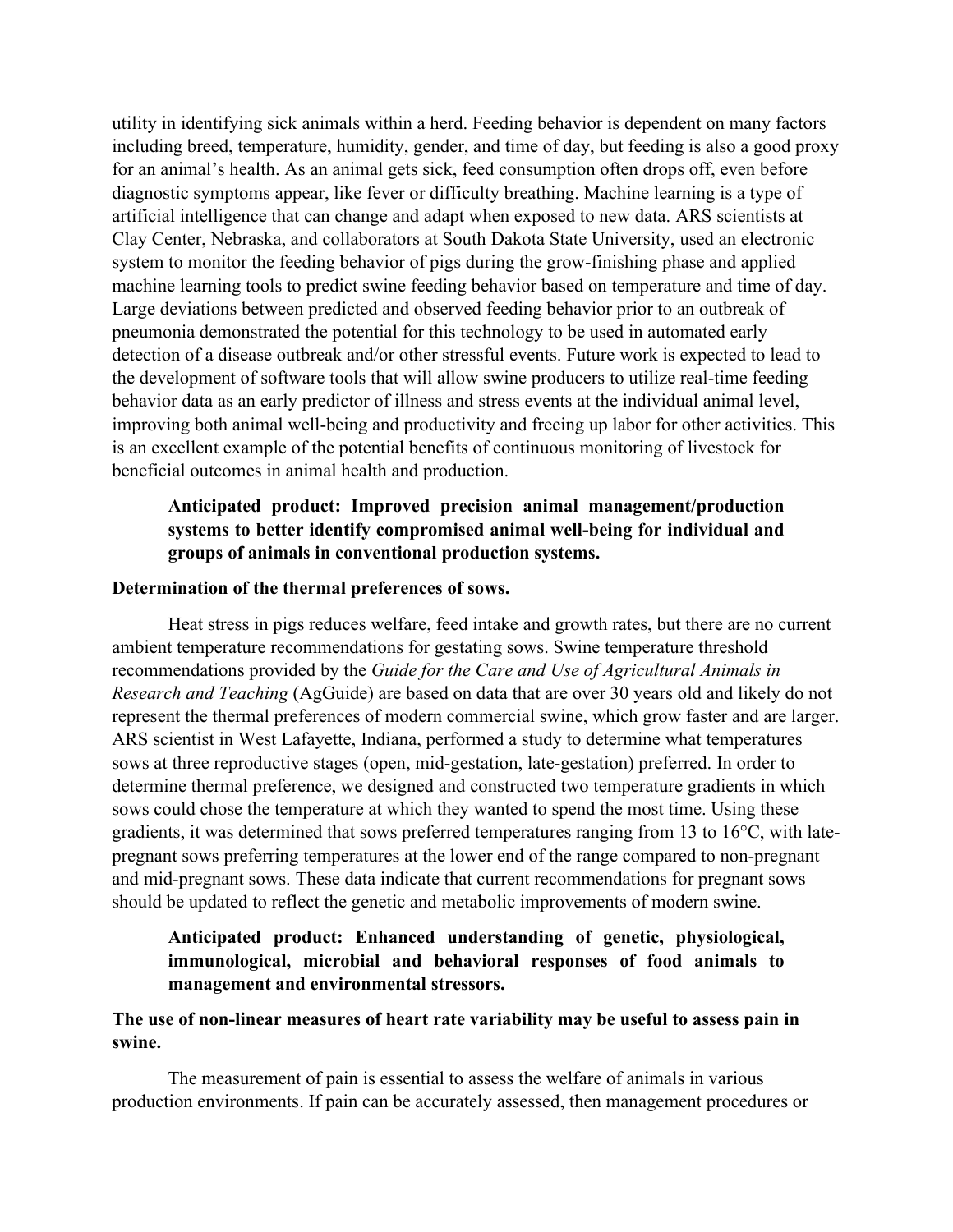utility in identifying sick animals within a herd. Feeding behavior is dependent on many factors including breed, temperature, humidity, gender, and time of day, but feeding is also a good proxy for an animal's health. As an animal gets sick, feed consumption often drops off, even before diagnostic symptoms appear, like fever or difficulty breathing. Machine learning is a type of artificial intelligence that can change and adapt when exposed to new data. ARS scientists at Clay Center, Nebraska, and collaborators at South Dakota State University, used an electronic system to monitor the feeding behavior of pigs during the grow-finishing phase and applied machine learning tools to predict swine feeding behavior based on temperature and time of day. Large deviations between predicted and observed feeding behavior prior to an outbreak of pneumonia demonstrated the potential for this technology to be used in automated early detection of a disease outbreak and/or other stressful events. Future work is expected to lead to the development of software tools that will allow swine producers to utilize real-time feeding behavior data as an early predictor of illness and stress events at the individual animal level, improving both animal well-being and productivity and freeing up labor for other activities. This is an excellent example of the potential benefits of continuous monitoring of livestock for beneficial outcomes in animal health and production.

> **Anticipated product: Improved precision animal management/production systems to better identify compromised animal well-being for individual and groups of animals in conventional production systems.**

**Determination of the thermal preferences of sows.**

Heat stress in pigs reduces welfare, feed intake and growth rates, but there are no current ambient temperature recommendations for gestating sows. Swine temperature threshold recommendations provided by the *Guide for the Care and Use of Agricultural Animals in Research and Teaching* (AgGuide) are based on data that are over 30 years old and likely do not represent the thermal preferences of modern commercial swine, which grow faster and are larger. ARS scientist in West Lafayette, Indiana, performed a study to determine what temperatures sows at three reproductive stages (open, mid-gestation, late-gestation) preferred. In order to determine thermal preference, we designed and constructed two temperature gradients in which sows could chose the temperature at which they wanted to spend the most time. Using these gradients, it was determined that sows preferred temperatures ranging from 13 to 16°C, with late-pregnant sows preferring temperatures at the lower end of the range compared to non-pregnant and mid-pregnant sows. These data indicate that current recommendations for pregnant sows should be updated to reflect the genetic and metabolic improvements of modern swine.

> **Anticipated product: Enhanced understanding of genetic, physiological, immunological, microbial and behavioral responses of food animals to management and environmental stressors.**

**The use of non-linear measures of heart rate variability may be useful to assess pain in swine.**

The measurement of pain is essential to assess the welfare of animals in various production environments. If pain can be accurately assessed, then management procedures or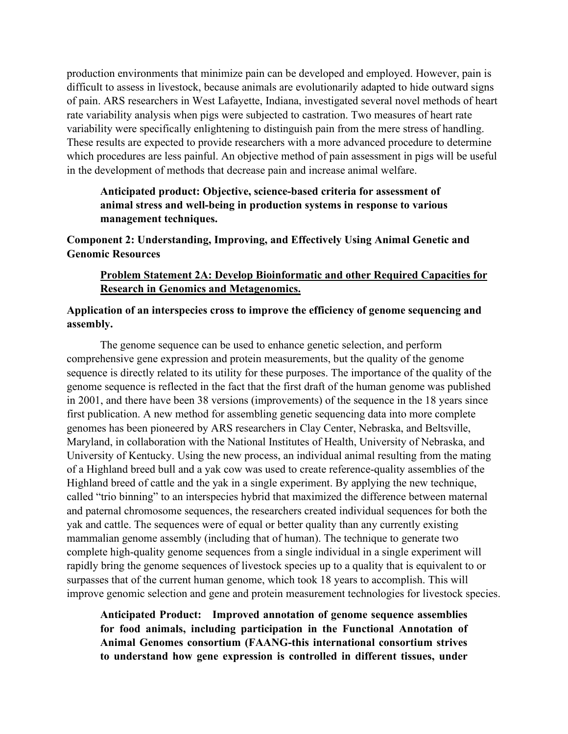production environments that minimize pain can be developed and employed. However, pain is difficult to assess in livestock, because animals are evolutionarily adapted to hide outward signs of pain. ARS researchers in West Lafayette, Indiana, investigated several novel methods of heart rate variability analysis when pigs were subjected to castration. Two measures of heart rate variability were specifically enlightening to distinguish pain from the mere stress of handling. These results are expected to provide researchers with a more advanced procedure to determine which procedures are less painful. An objective method of pain assessment in pigs will be useful in the development of methods that decrease pain and increase animal welfare.

> **Anticipated product: Objective, science-based criteria for assessment of animal stress and well-being in production systems in response to various management techniques.**

## Component 2: Understanding, Improving, and Effectively Using Animal Genetic and Genomic Resources

### Problem Statement 2A: Develop Bioinformatic and other Required Capacities for Research in Genomics and Metagenomics.

**Application of an interspecies cross to improve the efficiency of genome sequencing and assembly.**

The genome sequence can be used to enhance genetic selection, and perform comprehensive gene expression and protein measurements, but the quality of the genome sequence is directly related to its utility for these purposes. The importance of the quality of the genome sequence is reflected in the fact that the first draft of the human genome was published in 2001, and there have been 38 versions (improvements) of the sequence in the 18 years since first publication. A new method for assembling genetic sequencing data into more complete genomes has been pioneered by ARS researchers in Clay Center, Nebraska, and Beltsville, Maryland, in collaboration with the National Institutes of Health, University of Nebraska, and University of Kentucky. Using the new process, an individual animal resulting from the mating of a Highland breed bull and a yak cow was used to create reference-quality assemblies of the Highland breed of cattle and the yak in a single experiment. By applying the new technique, called "trio binning" to an interspecies hybrid that maximized the difference between maternal and paternal chromosome sequences, the researchers created individual sequences for both the yak and cattle. The sequences were of equal or better quality than any currently existing mammalian genome assembly (including that of human). The technique to generate two complete high-quality genome sequences from a single individual in a single experiment will rapidly bring the genome sequences of livestock species up to a quality that is equivalent to or surpasses that of the current human genome, which took 18 years to accomplish. This will improve genomic selection and gene and protein measurement technologies for livestock species.

> **Anticipated Product: Improved annotation of genome sequence assemblies for food animals, including participation in the Functional Annotation of Animal Genomes consortium (FAANG-this international consortium strives to understand how gene expression is controlled in different tissues, under**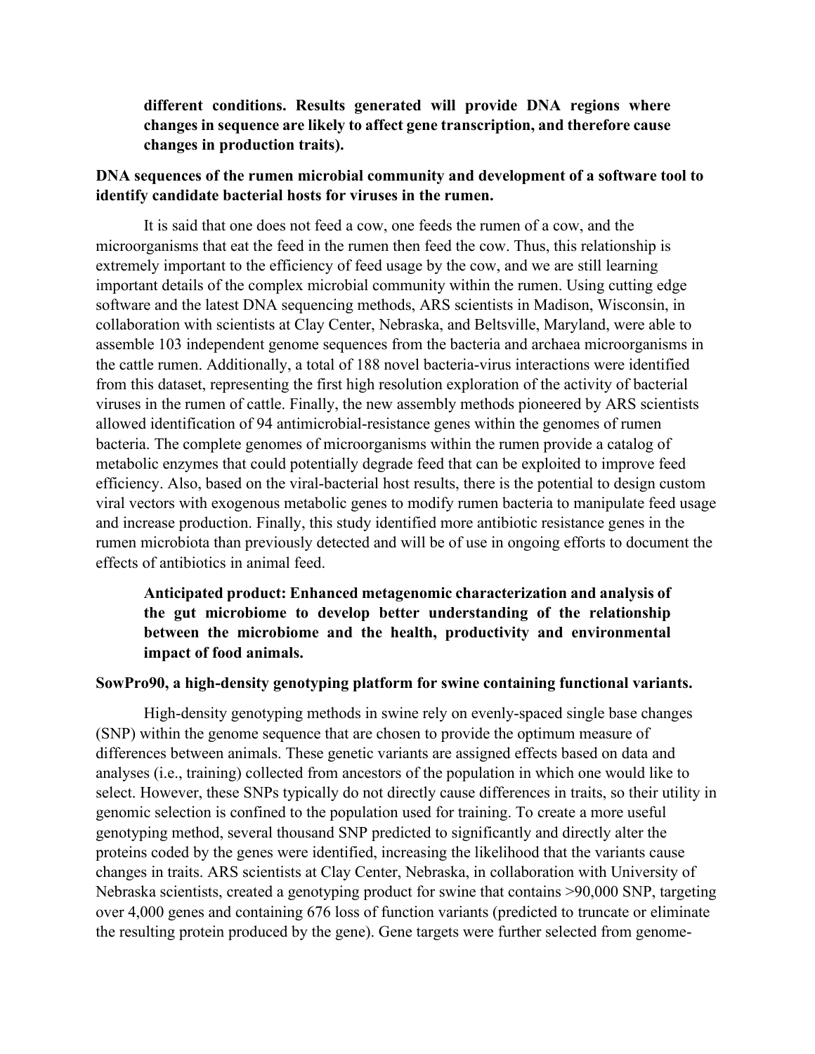**different conditions. Results generated will provide DNA regions where changes in sequence are likely to affect gene transcription, and therefore cause changes in production traits).**

**DNA sequences of the rumen microbial community and development of a software tool to identify candidate bacterial hosts for viruses in the rumen.**

It is said that one does not feed a cow, one feeds the rumen of a cow, and the microorganisms that eat the feed in the rumen then feed the cow. Thus, this relationship is extremely important to the efficiency of feed usage by the cow, and we are still learning important details of the complex microbial community within the rumen. Using cutting edge software and the latest DNA sequencing methods, ARS scientists in Madison, Wisconsin, in collaboration with scientists at Clay Center, Nebraska, and Beltsville, Maryland, were able to assemble 103 independent genome sequences from the bacteria and archaea microorganisms in the cattle rumen. Additionally, a total of 188 novel bacteria-virus interactions were identified from this dataset, representing the first high resolution exploration of the activity of bacterial viruses in the rumen of cattle. Finally, the new assembly methods pioneered by ARS scientists allowed identification of 94 antimicrobial-resistance genes within the genomes of rumen bacteria. The complete genomes of microorganisms within the rumen provide a catalog of metabolic enzymes that could potentially degrade feed that can be exploited to improve feed efficiency. Also, based on the viral-bacterial host results, there is the potential to design custom viral vectors with exogenous metabolic genes to modify rumen bacteria to manipulate feed usage and increase production. Finally, this study identified more antibiotic resistance genes in the rumen microbiota than previously detected and will be of use in ongoing efforts to document the effects of antibiotics in animal feed.

**Anticipated product: Enhanced metagenomic characterization and analysis of the gut microbiome to develop better understanding of the relationship between the microbiome and the health, productivity and environmental impact of food animals.**

**SowPro90, a high-density genotyping platform for swine containing functional variants.**

High-density genotyping methods in swine rely on evenly-spaced single base changes (SNP) within the genome sequence that are chosen to provide the optimum measure of differences between animals. These genetic variants are assigned effects based on data and analyses (i.e., training) collected from ancestors of the population in which one would like to select. However, these SNPs typically do not directly cause differences in traits, so their utility in genomic selection is confined to the population used for training. To create a more useful genotyping method, several thousand SNP predicted to significantly and directly alter the proteins coded by the genes were identified, increasing the likelihood that the variants cause changes in traits. ARS scientists at Clay Center, Nebraska, in collaboration with University of Nebraska scientists, created a genotyping product for swine that contains >90,000 SNP, targeting over 4,000 genes and containing 676 loss of function variants (predicted to truncate or eliminate the resulting protein produced by the gene). Gene targets were further selected from genome-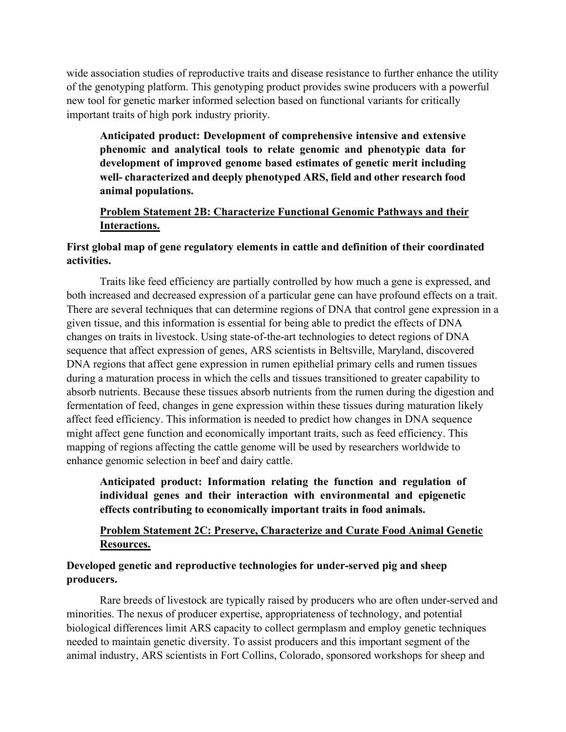wide association studies of reproductive traits and disease resistance to further enhance the utility of the genotyping platform. This genotyping product provides swine producers with a powerful new tool for genetic marker informed selection based on functional variants for critically important traits of high pork industry priority.

> **Anticipated product: Development of comprehensive intensive and extensive phenomic and analytical tools to relate genomic and phenotypic data for development of improved genome based estimates of genetic merit including well- characterized and deeply phenotyped ARS, field and other research food animal populations.**

> **<u>Problem Statement 2B: Characterize Functional Genomic Pathways and their Interactions.</u>**

**First global map of gene regulatory elements in cattle and definition of their coordinated activities.**

Traits like feed efficiency are partially controlled by how much a gene is expressed, and both increased and decreased expression of a particular gene can have profound effects on a trait. There are several techniques that can determine regions of DNA that control gene expression in a given tissue, and this information is essential for being able to predict the effects of DNA changes on traits in livestock. Using state-of-the-art technologies to detect regions of DNA sequence that affect expression of genes, ARS scientists in Beltsville, Maryland, discovered DNA regions that affect gene expression in rumen epithelial primary cells and rumen tissues during a maturation process in which the cells and tissues transitioned to greater capability to absorb nutrients. Because these tissues absorb nutrients from the rumen during the digestion and fermentation of feed, changes in gene expression within these tissues during maturation likely affect feed efficiency. This information is needed to predict how changes in DNA sequence might affect gene function and economically important traits, such as feed efficiency. This mapping of regions affecting the cattle genome will be used by researchers worldwide to enhance genomic selection in beef and dairy cattle.

> **Anticipated product: Information relating the function and regulation of individual genes and their interaction with environmental and epigenetic effects contributing to economically important traits in food animals.**

> **<u>Problem Statement 2C: Preserve, Characterize and Curate Food Animal Genetic Resources.</u>**

**Developed genetic and reproductive technologies for under-served pig and sheep producers.**

Rare breeds of livestock are typically raised by producers who are often under-served and minorities. The nexus of producer expertise, appropriateness of technology, and potential biological differences limit ARS capacity to collect germplasm and employ genetic techniques needed to maintain genetic diversity. To assist producers and this important segment of the animal industry, ARS scientists in Fort Collins, Colorado, sponsored workshops for sheep and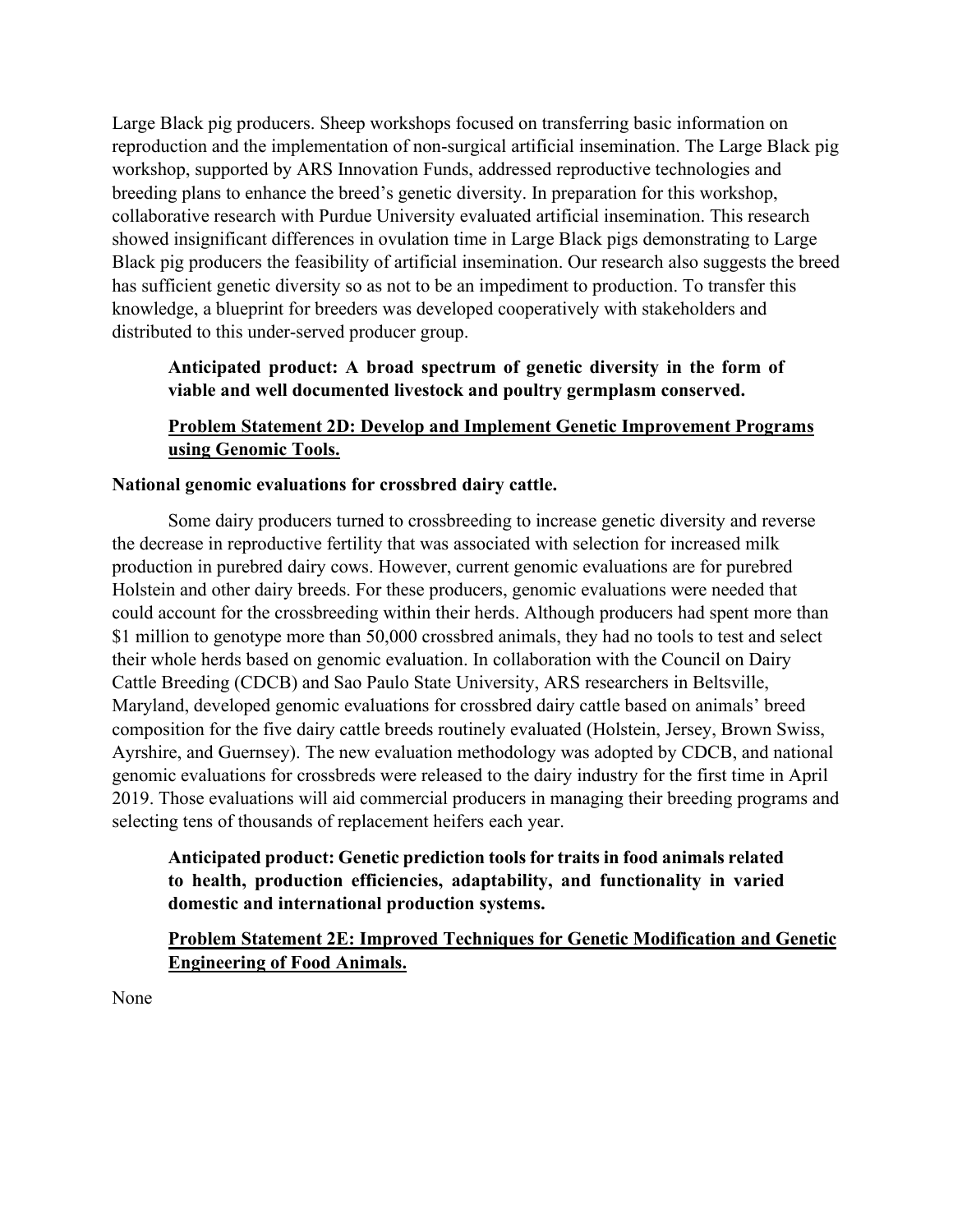Large Black pig producers. Sheep workshops focused on transferring basic information on reproduction and the implementation of non-surgical artificial insemination. The Large Black pig workshop, supported by ARS Innovation Funds, addressed reproductive technologies and breeding plans to enhance the breed's genetic diversity. In preparation for this workshop, collaborative research with Purdue University evaluated artificial insemination. This research showed insignificant differences in ovulation time in Large Black pigs demonstrating to Large Black pig producers the feasibility of artificial insemination. Our research also suggests the breed has sufficient genetic diversity so as not to be an impediment to production. To transfer this knowledge, a blueprint for breeders was developed cooperatively with stakeholders and distributed to this under-served producer group.

> **Anticipated product: A broad spectrum of genetic diversity in the form of viable and well documented livestock and poultry germplasm conserved.**

## Problem Statement 2D: Develop and Implement Genetic Improvement Programs using Genomic Tools.

**National genomic evaluations for crossbred dairy cattle.**

Some dairy producers turned to crossbreeding to increase genetic diversity and reverse the decrease in reproductive fertility that was associated with selection for increased milk production in purebred dairy cows. However, current genomic evaluations are for purebred Holstein and other dairy breeds. For these producers, genomic evaluations were needed that could account for the crossbreeding within their herds. Although producers had spent more than $1 million to genotype more than 50,000 crossbred animals, they had no tools to test and select their whole herds based on genomic evaluation. In collaboration with the Council on Dairy Cattle Breeding (CDCB) and Sao Paulo State University, ARS researchers in Beltsville, Maryland, developed genomic evaluations for crossbred dairy cattle based on animals' breed composition for the five dairy cattle breeds routinely evaluated (Holstein, Jersey, Brown Swiss, Ayrshire, and Guernsey). The new evaluation methodology was adopted by CDCB, and national genomic evaluations for crossbreds were released to the dairy industry for the first time in April 2019. Those evaluations will aid commercial producers in managing their breeding programs and selecting tens of thousands of replacement heifers each year.

> **Anticipated product: Genetic prediction tools for traits in food animals related to health, production efficiencies, adaptability, and functionality in varied domestic and international production systems.**

## Problem Statement 2E: Improved Techniques for Genetic Modification and Genetic Engineering of Food Animals.

None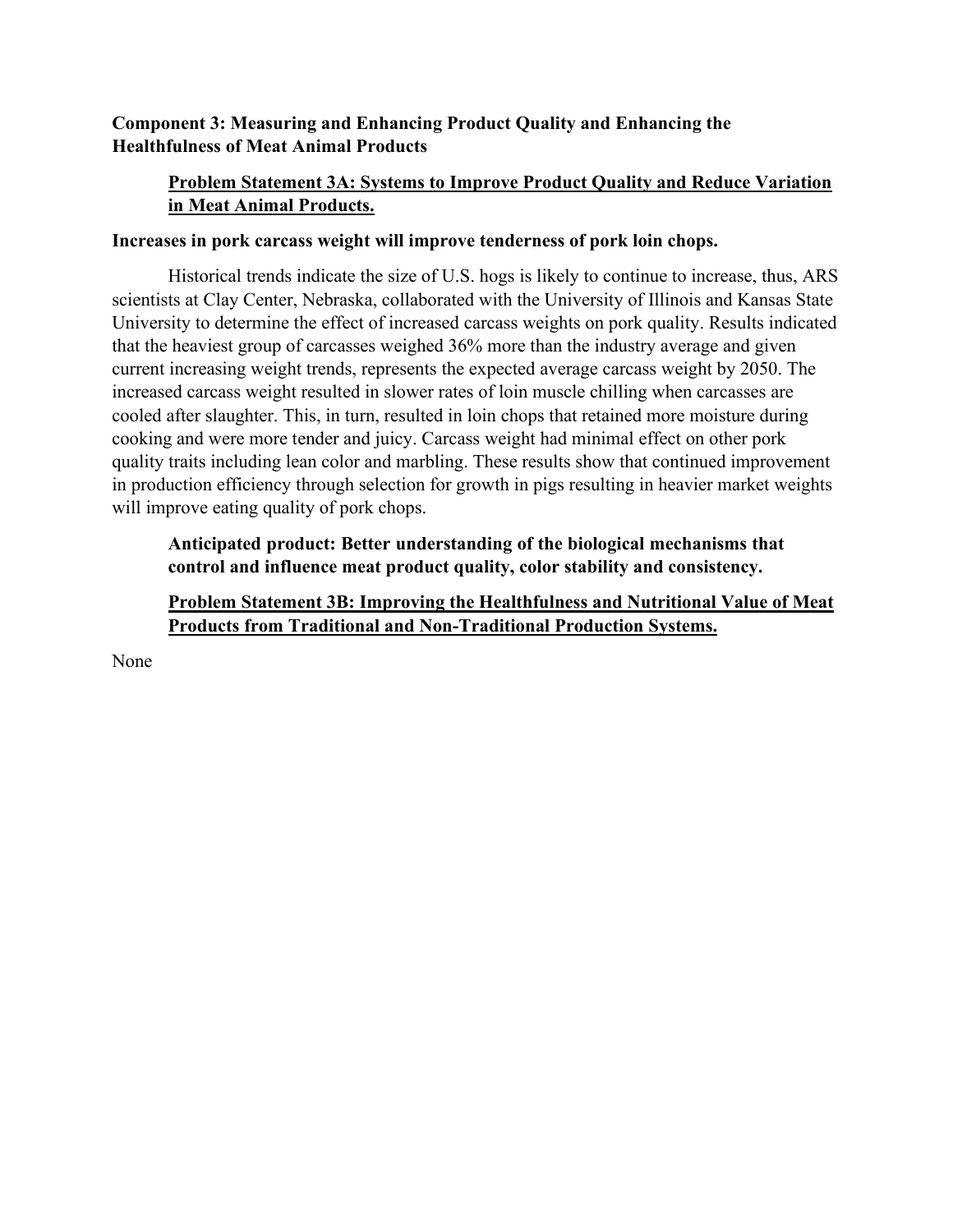## Component 3: Measuring and Enhancing Product Quality and Enhancing the Healthfulness of Meat Animal Products

### Problem Statement 3A: Systems to Improve Product Quality and Reduce Variation in Meat Animal Products.

**Increases in pork carcass weight will improve tenderness of pork loin chops.**

Historical trends indicate the size of U.S. hogs is likely to continue to increase, thus, ARS scientists at Clay Center, Nebraska, collaborated with the University of Illinois and Kansas State University to determine the effect of increased carcass weights on pork quality. Results indicated that the heaviest group of carcasses weighed 36% more than the industry average and given current increasing weight trends, represents the expected average carcass weight by 2050. The increased carcass weight resulted in slower rates of loin muscle chilling when carcasses are cooled after slaughter. This, in turn, resulted in loin chops that retained more moisture during cooking and were more tender and juicy. Carcass weight had minimal effect on other pork quality traits including lean color and marbling. These results show that continued improvement in production efficiency through selection for growth in pigs resulting in heavier market weights will improve eating quality of pork chops.

**Anticipated product: Better understanding of the biological mechanisms that control and influence meat product quality, color stability and consistency.**

### Problem Statement 3B: Improving the Healthfulness and Nutritional Value of Meat Products from Traditional and Non-Traditional Production Systems.

None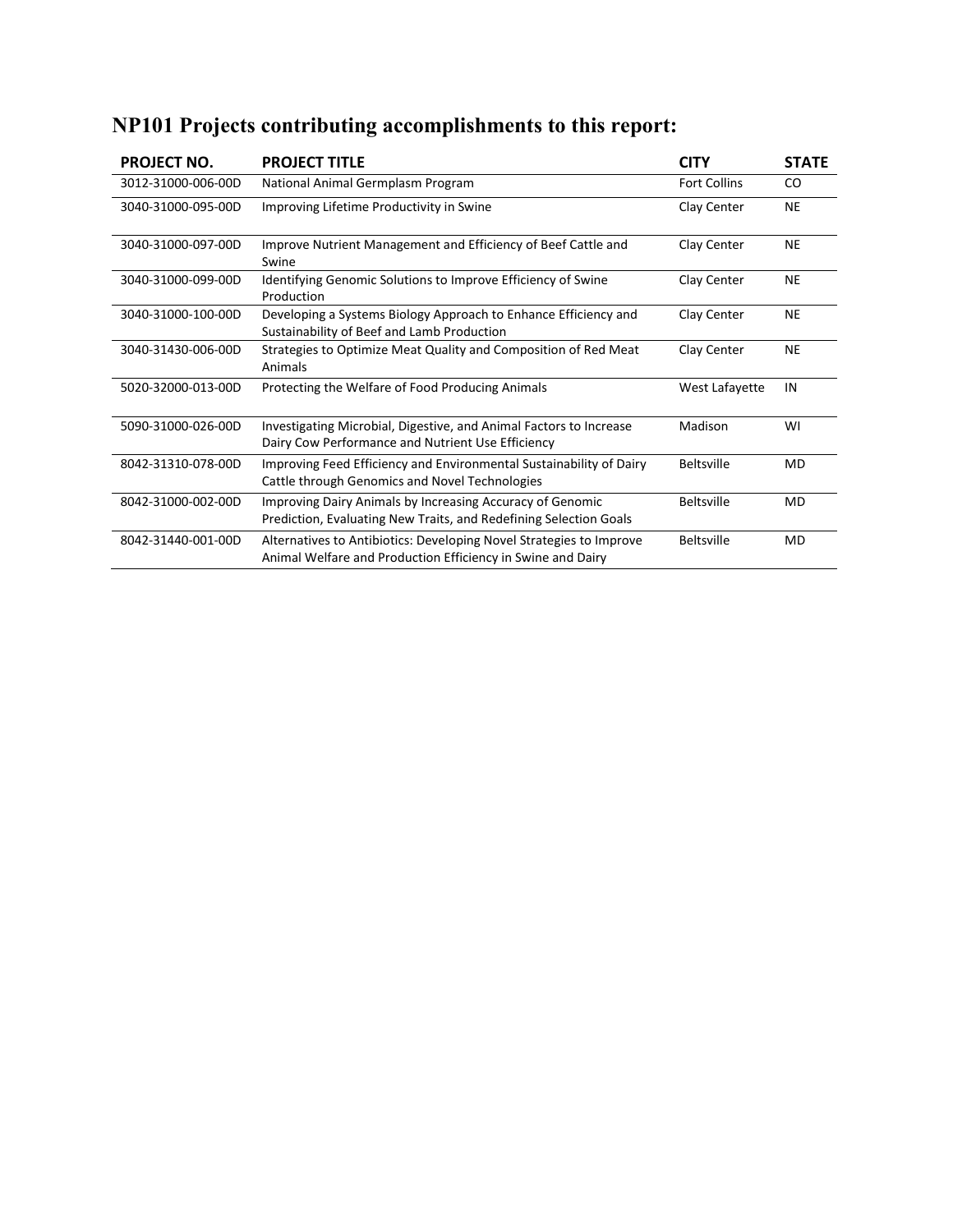## NP101 Projects contributing accomplishments to this report:

| PROJECT NO. | PROJECT TITLE | CITY | STATE |
|---|---|---|---|
| 3012-31000-006-00D | National Animal Germplasm Program | Fort Collins | CO |
| 3040-31000-095-00D | Improving Lifetime Productivity in Swine | Clay Center | NE |
| 3040-31000-097-00D | Improve Nutrient Management and Efficiency of Beef Cattle and Swine | Clay Center | NE |
| 3040-31000-099-00D | Identifying Genomic Solutions to Improve Efficiency of Swine Production | Clay Center | NE |
| 3040-31000-100-00D | Developing a Systems Biology Approach to Enhance Efficiency and Sustainability of Beef and Lamb Production | Clay Center | NE |
| 3040-31430-006-00D | Strategies to Optimize Meat Quality and Composition of Red Meat Animals | Clay Center | NE |
| 5020-32000-013-00D | Protecting the Welfare of Food Producing Animals | West Lafayette | IN |
| 5090-31000-026-00D | Investigating Microbial, Digestive, and Animal Factors to Increase Dairy Cow Performance and Nutrient Use Efficiency | Madison | WI |
| 8042-31310-078-00D | Improving Feed Efficiency and Environmental Sustainability of Dairy Cattle through Genomics and Novel Technologies | Beltsville | MD |
| 8042-31000-002-00D | Improving Dairy Animals by Increasing Accuracy of Genomic Prediction, Evaluating New Traits, and Redefining Selection Goals | Beltsville | MD |
| 8042-31440-001-00D | Alternatives to Antibiotics: Developing Novel Strategies to Improve Animal Welfare and Production Efficiency in Swine and Dairy | Beltsville | MD |